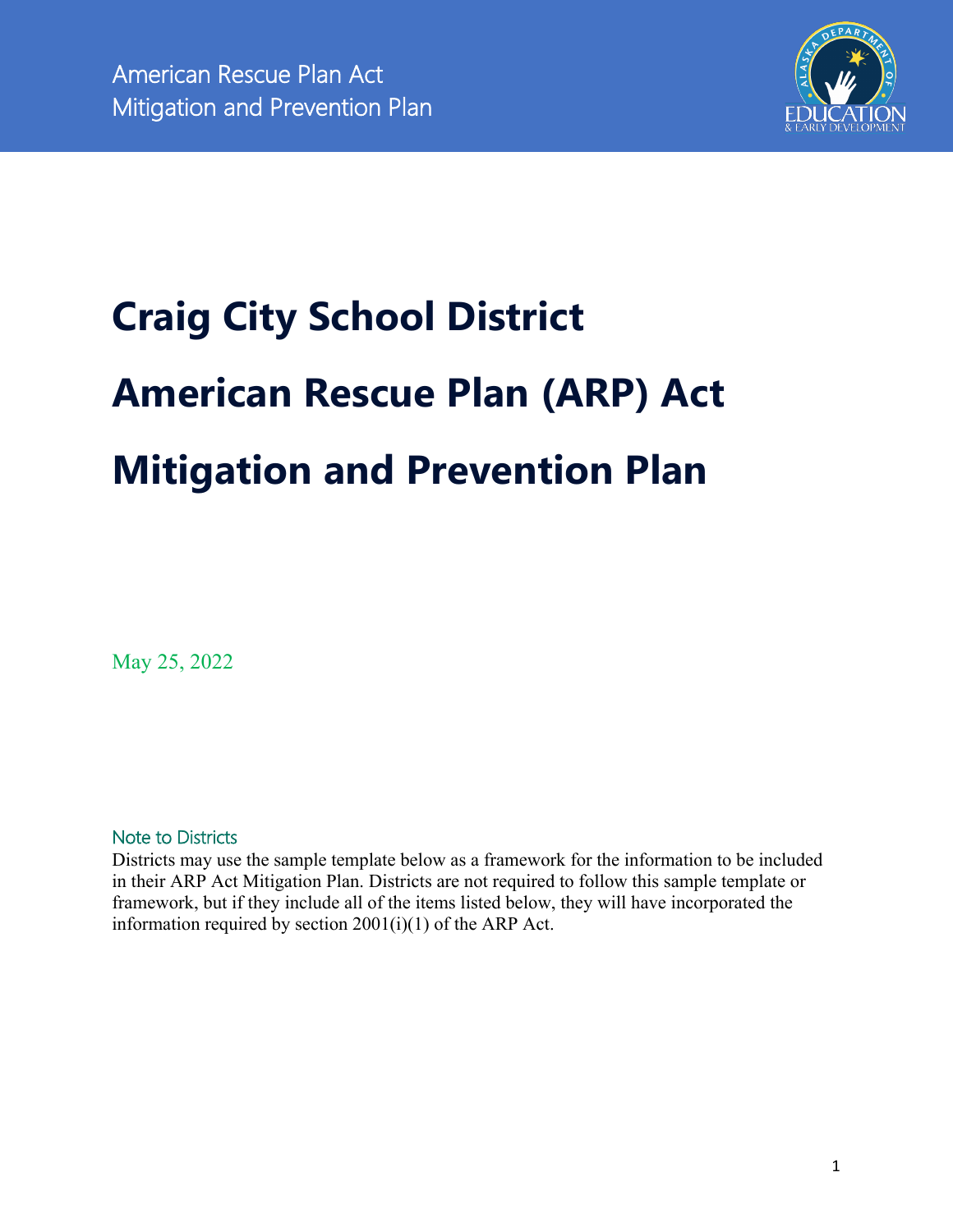# Craig City School District

# American Rescue Plan (ARP) Act

# Mitigation and Prevention Plan

May 25, 2022

## Note to Districts

Districts may use the sample template below as a framework for the information to be included in their ARP Act Mitigation Plan. Districts are not required to follow this sample template or framework, but if they include all of the items listed below, they will have incorporated the information required by section 2001(i)(1) of the ARP Act.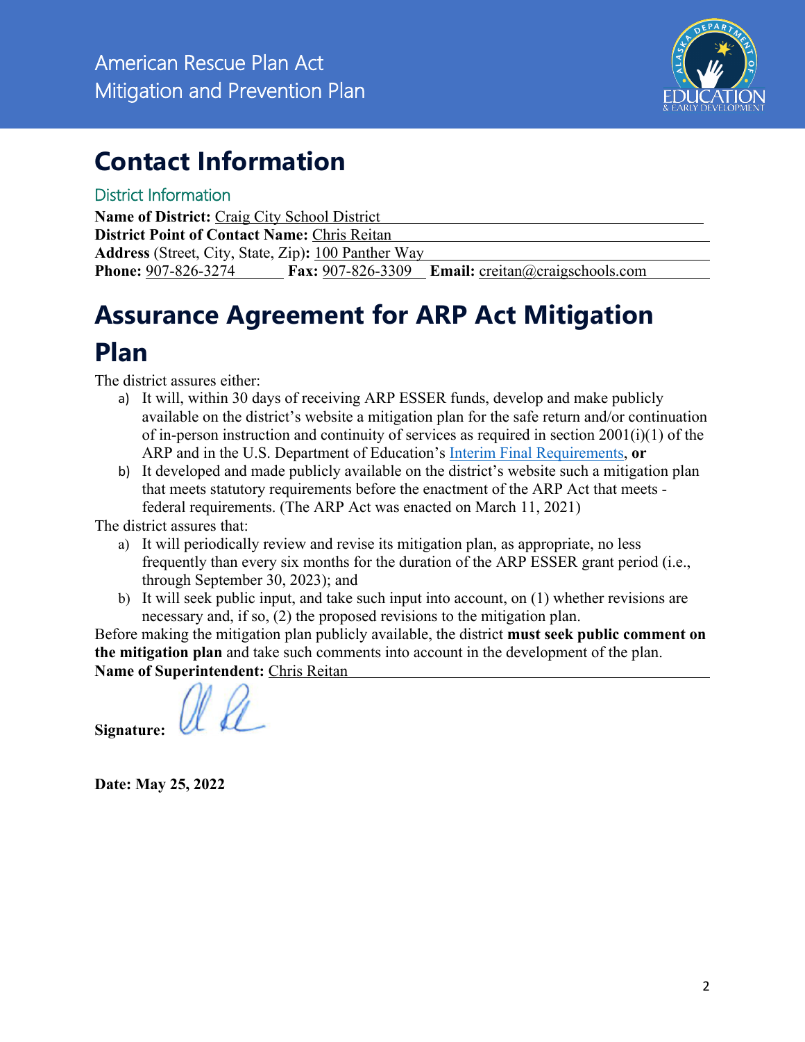# Contact Information

## District Information

**Name of District:** Craig City School District
**District Point of Contact Name:** Chris Reitan
**Address** (Street, City, State, Zip)**:** 100 Panther Way
**Phone:** 907-826-3274 **Fax:** 907-826-3309 **Email:** creitan@craigschools.com

# Assurance Agreement for ARP Act Mitigation Plan

The district assures either:

a) It will, within 30 days of receiving ARP ESSER funds, develop and make publicly available on the district's website a mitigation plan for the safe return and/or continuation of in-person instruction and continuity of services as required in section 2001(i)(1) of the ARP and in the U.S. Department of Education's Interim Final Requirements, **or**

b) It developed and made publicly available on the district's website such a mitigation plan that meets statutory requirements before the enactment of the ARP Act that meets - federal requirements. (The ARP Act was enacted on March 11, 2021)

The district assures that:

a) It will periodically review and revise its mitigation plan, as appropriate, no less frequently than every six months for the duration of the ARP ESSER grant period (i.e., through September 30, 2023); and

b) It will seek public input, and take such input into account, on (1) whether revisions are necessary and, if so, (2) the proposed revisions to the mitigation plan.

Before making the mitigation plan publicly available, the district **must seek public comment on the mitigation plan** and take such comments into account in the development of the plan.

**Name of Superintendent:** Chris Reitan

**Signature:**

**Date: May 25, 2022**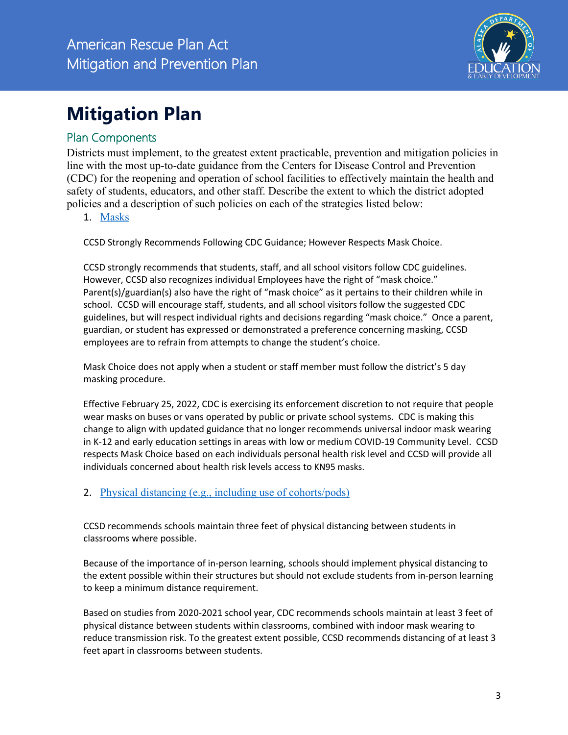# Mitigation Plan

## Plan Components

Districts must implement, to the greatest extent practicable, prevention and mitigation policies in line with the most up-to-date guidance from the Centers for Disease Control and Prevention (CDC) for the reopening and operation of school facilities to effectively maintain the health and safety of students, educators, and other staff. Describe the extent to which the district adopted policies and a description of such policies on each of the strategies listed below:

1. Masks

CCSD Strongly Recommends Following CDC Guidance; However Respects Mask Choice.

CCSD strongly recommends that students, staff, and all school visitors follow CDC guidelines. However, CCSD also recognizes individual Employees have the right of "mask choice." Parent(s)/guardian(s) also have the right of "mask choice" as it pertains to their children while in school. CCSD will encourage staff, students, and all school visitors follow the suggested CDC guidelines, but will respect individual rights and decisions regarding "mask choice." Once a parent, guardian, or student has expressed or demonstrated a preference concerning masking, CCSD employees are to refrain from attempts to change the student's choice.

Mask Choice does not apply when a student or staff member must follow the district's 5 day masking procedure.

Effective February 25, 2022, CDC is exercising its enforcement discretion to not require that people wear masks on buses or vans operated by public or private school systems. CDC is making this change to align with updated guidance that no longer recommends universal indoor mask wearing in K-12 and early education settings in areas with low or medium COVID-19 Community Level. CCSD respects Mask Choice based on each individuals personal health risk level and CCSD will provide all individuals concerned about health risk levels access to KN95 masks.

2. Physical distancing (e.g., including use of cohorts/pods)

CCSD recommends schools maintain three feet of physical distancing between students in classrooms where possible.

Because of the importance of in-person learning, schools should implement physical distancing to the extent possible within their structures but should not exclude students from in-person learning to keep a minimum distance requirement.

Based on studies from 2020-2021 school year, CDC recommends schools maintain at least 3 feet of physical distance between students within classrooms, combined with indoor mask wearing to reduce transmission risk. To the greatest extent possible, CCSD recommends distancing of at least 3 feet apart in classrooms between students.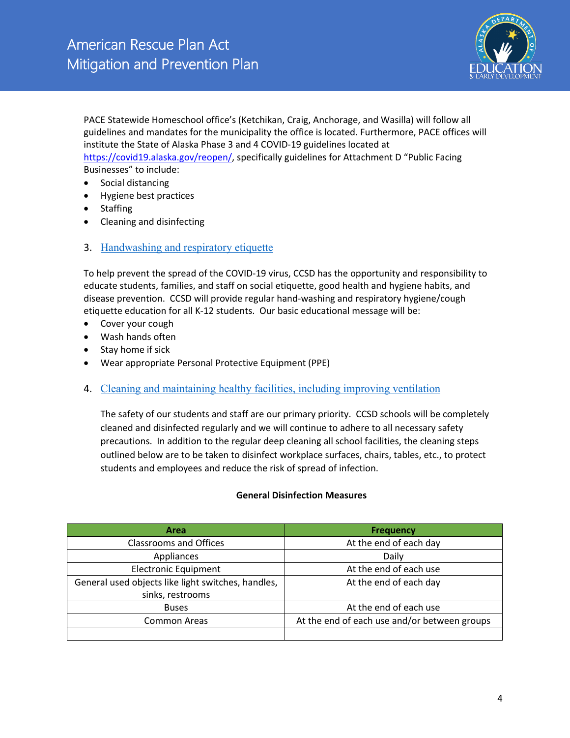PACE Statewide Homeschool office's (Ketchikan, Craig, Anchorage, and Wasilla) will follow all guidelines and mandates for the municipality the office is located. Furthermore, PACE offices will institute the State of Alaska Phase 3 and 4 COVID-19 guidelines located at https://covid19.alaska.gov/reopen/, specifically guidelines for Attachment D "Public Facing Businesses" to include:

- Social distancing
- Hygiene best practices
- Staffing
- Cleaning and disinfecting

## 3. Handwashing and respiratory etiquette

To help prevent the spread of the COVID-19 virus, CCSD has the opportunity and responsibility to educate students, families, and staff on social etiquette, good health and hygiene habits, and disease prevention. CCSD will provide regular hand-washing and respiratory hygiene/cough etiquette education for all K-12 students. Our basic educational message will be:

- Cover your cough
- Wash hands often
- Stay home if sick
- Wear appropriate Personal Protective Equipment (PPE)

## 4. Cleaning and maintaining healthy facilities, including improving ventilation

The safety of our students and staff are our primary priority. CCSD schools will be completely cleaned and disinfected regularly and we will continue to adhere to all necessary safety precautions. In addition to the regular deep cleaning all school facilities, the cleaning steps outlined below are to be taken to disinfect workplace surfaces, chairs, tables, etc., to protect students and employees and reduce the risk of spread of infection.

**General Disinfection Measures**

| Area | Frequency |
|---|---|
| Classrooms and Offices | At the end of each day |
| Appliances | Daily |
| Electronic Equipment | At the end of each use |
| General used objects like light switches, handles, sinks, restrooms | At the end of each day |
| Buses | At the end of each use |
| Common Areas | At the end of each use and/or between groups |
| | |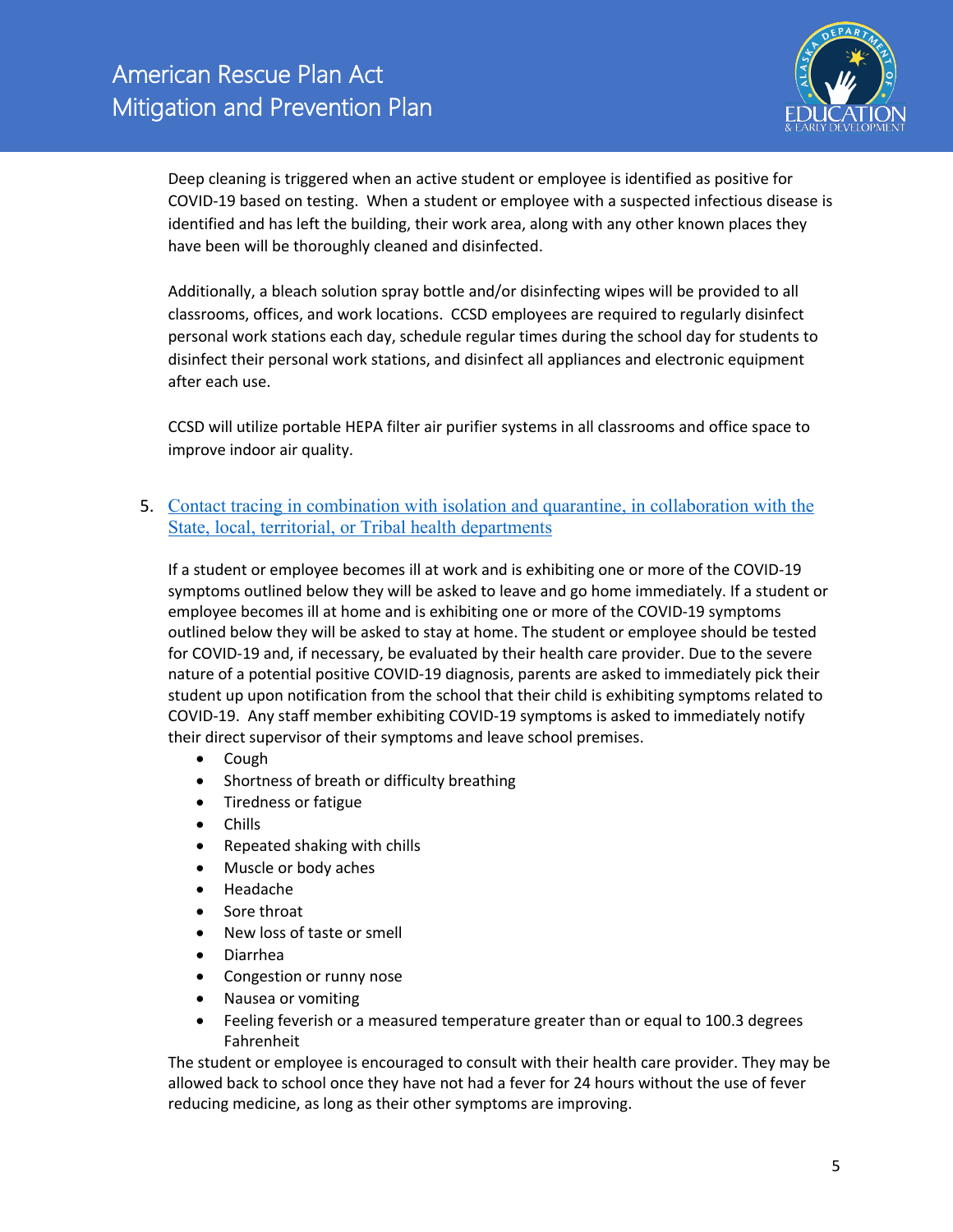Deep cleaning is triggered when an active student or employee is identified as positive for COVID-19 based on testing. When a student or employee with a suspected infectious disease is identified and has left the building, their work area, along with any other known places they have been will be thoroughly cleaned and disinfected.

Additionally, a bleach solution spray bottle and/or disinfecting wipes will be provided to all classrooms, offices, and work locations. CCSD employees are required to regularly disinfect personal work stations each day, schedule regular times during the school day for students to disinfect their personal work stations, and disinfect all appliances and electronic equipment after each use.

CCSD will utilize portable HEPA filter air purifier systems in all classrooms and office space to improve indoor air quality.

5. Contact tracing in combination with isolation and quarantine, in collaboration with the State, local, territorial, or Tribal health departments

If a student or employee becomes ill at work and is exhibiting one or more of the COVID-19 symptoms outlined below they will be asked to leave and go home immediately. If a student or employee becomes ill at home and is exhibiting one or more of the COVID-19 symptoms outlined below they will be asked to stay at home. The student or employee should be tested for COVID-19 and, if necessary, be evaluated by their health care provider. Due to the severe nature of a potential positive COVID-19 diagnosis, parents are asked to immediately pick their student up upon notification from the school that their child is exhibiting symptoms related to COVID-19. Any staff member exhibiting COVID-19 symptoms is asked to immediately notify their direct supervisor of their symptoms and leave school premises.

- Cough
- Shortness of breath or difficulty breathing
- Tiredness or fatigue
- Chills
- Repeated shaking with chills
- Muscle or body aches
- Headache
- Sore throat
- New loss of taste or smell
- Diarrhea
- Congestion or runny nose
- Nausea or vomiting
- Feeling feverish or a measured temperature greater than or equal to 100.3 degrees Fahrenheit

The student or employee is encouraged to consult with their health care provider. They may be allowed back to school once they have not had a fever for 24 hours without the use of fever reducing medicine, as long as their other symptoms are improving.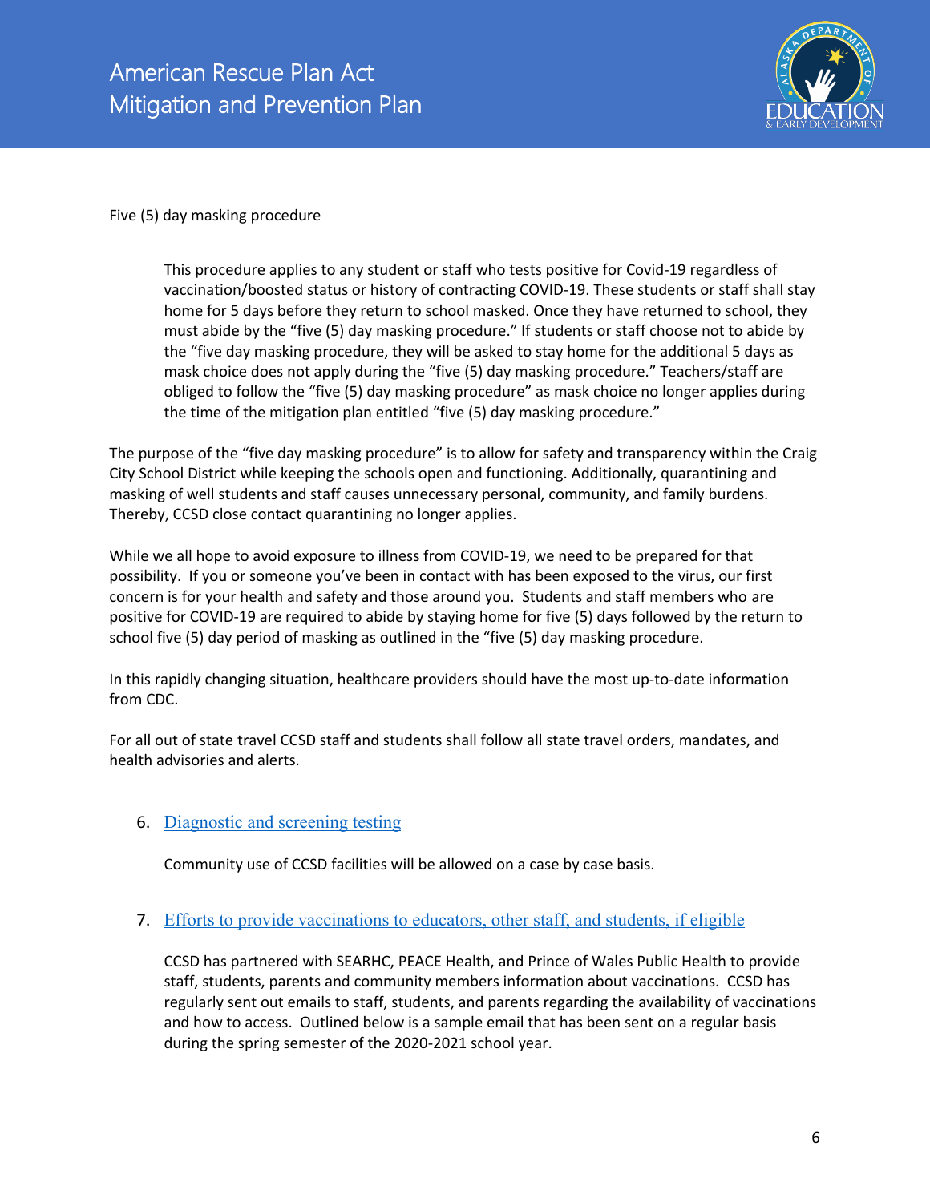Five (5) day masking procedure

> This procedure applies to any student or staff who tests positive for Covid-19 regardless of vaccination/boosted status or history of contracting COVID-19. These students or staff shall stay home for 5 days before they return to school masked. Once they have returned to school, they must abide by the "five (5) day masking procedure." If students or staff choose not to abide by the "five day masking procedure, they will be asked to stay home for the additional 5 days as mask choice does not apply during the "five (5) day masking procedure." Teachers/staff are obliged to follow the "five (5) day masking procedure" as mask choice no longer applies during the time of the mitigation plan entitled "five (5) day masking procedure."

The purpose of the "five day masking procedure" is to allow for safety and transparency within the Craig City School District while keeping the schools open and functioning. Additionally, quarantining and masking of well students and staff causes unnecessary personal, community, and family burdens. Thereby, CCSD close contact quarantining no longer applies.

While we all hope to avoid exposure to illness from COVID-19, we need to be prepared for that possibility. If you or someone you've been in contact with has been exposed to the virus, our first concern is for your health and safety and those around you. Students and staff members who are positive for COVID-19 are required to abide by staying home for five (5) days followed by the return to school five (5) day period of masking as outlined in the "five (5) day masking procedure.

In this rapidly changing situation, healthcare providers should have the most up-to-date information from CDC.

For all out of state travel CCSD staff and students shall follow all state travel orders, mandates, and health advisories and alerts.

6. Diagnostic and screening testing

   Community use of CCSD facilities will be allowed on a case by case basis.

7. Efforts to provide vaccinations to educators, other staff, and students, if eligible

   CCSD has partnered with SEARHC, PEACE Health, and Prince of Wales Public Health to provide staff, students, parents and community members information about vaccinations. CCSD has regularly sent out emails to staff, students, and parents regarding the availability of vaccinations and how to access. Outlined below is a sample email that has been sent on a regular basis during the spring semester of the 2020-2021 school year.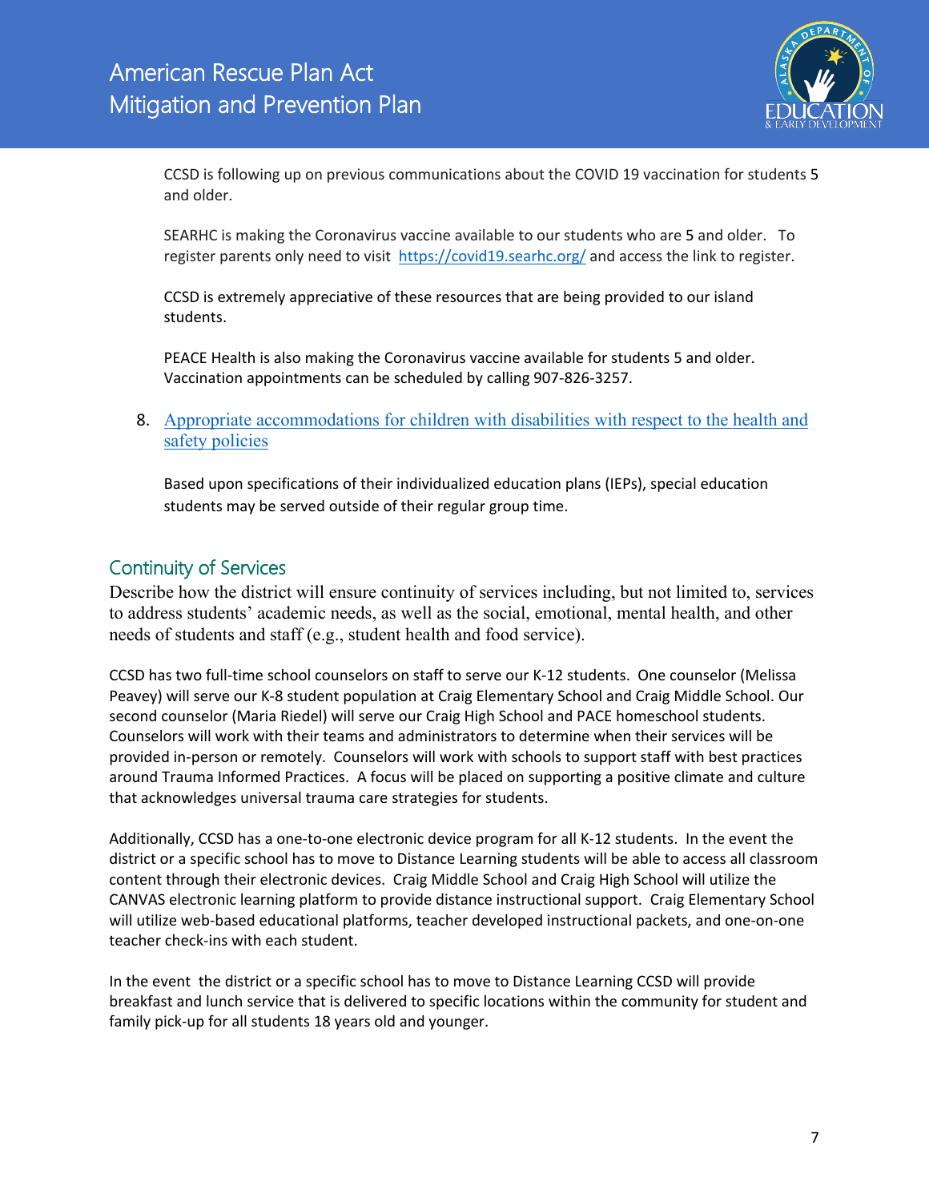CCSD is following up on previous communications about the COVID 19 vaccination for students 5 and older.

SEARHC is making the Coronavirus vaccine available to our students who are 5 and older. To register parents only need to visit [https://covid19.searhc.org/](https://covid19.searhc.org/) and access the link to register.

CCSD is extremely appreciative of these resources that are being provided to our island students.

PEACE Health is also making the Coronavirus vaccine available for students 5 and older. Vaccination appointments can be scheduled by calling 907-826-3257.

8. Appropriate accommodations for children with disabilities with respect to the health and safety policies

   Based upon specifications of their individualized education plans (IEPs), special education students may be served outside of their regular group time.

## Continuity of Services

Describe how the district will ensure continuity of services including, but not limited to, services to address students' academic needs, as well as the social, emotional, mental health, and other needs of students and staff (e.g., student health and food service).

CCSD has two full-time school counselors on staff to serve our K-12 students. One counselor (Melissa Peavey) will serve our K-8 student population at Craig Elementary School and Craig Middle School. Our second counselor (Maria Riedel) will serve our Craig High School and PACE homeschool students. Counselors will work with their teams and administrators to determine when their services will be provided in-person or remotely. Counselors will work with schools to support staff with best practices around Trauma Informed Practices. A focus will be placed on supporting a positive climate and culture that acknowledges universal trauma care strategies for students.

Additionally, CCSD has a one-to-one electronic device program for all K-12 students. In the event the district or a specific school has to move to Distance Learning students will be able to access all classroom content through their electronic devices. Craig Middle School and Craig High School will utilize the CANVAS electronic learning platform to provide distance instructional support. Craig Elementary School will utilize web-based educational platforms, teacher developed instructional packets, and one-on-one teacher check-ins with each student.

In the event the district or a specific school has to move to Distance Learning CCSD will provide breakfast and lunch service that is delivered to specific locations within the community for student and family pick-up for all students 18 years old and younger.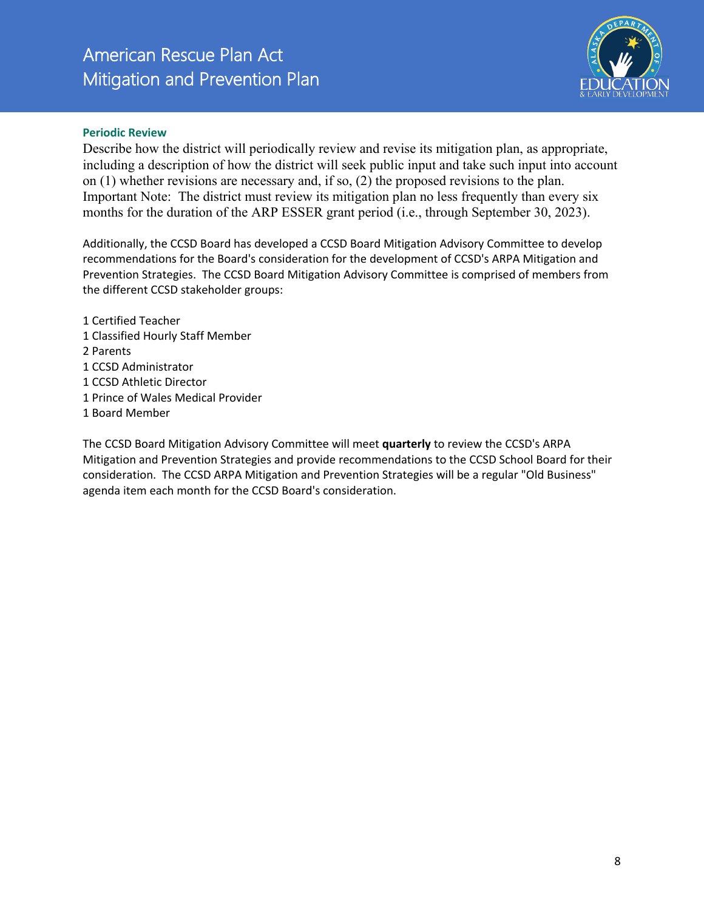### Periodic Review

Describe how the district will periodically review and revise its mitigation plan, as appropriate, including a description of how the district will seek public input and take such input into account on (1) whether revisions are necessary and, if so, (2) the proposed revisions to the plan. Important Note: The district must review its mitigation plan no less frequently than every six months for the duration of the ARP ESSER grant period (i.e., through September 30, 2023).

Additionally, the CCSD Board has developed a CCSD Board Mitigation Advisory Committee to develop recommendations for the Board's consideration for the development of CCSD's ARPA Mitigation and Prevention Strategies. The CCSD Board Mitigation Advisory Committee is comprised of members from the different CCSD stakeholder groups:

1 Certified Teacher
1 Classified Hourly Staff Member
2 Parents
1 CCSD Administrator
1 CCSD Athletic Director
1 Prince of Wales Medical Provider
1 Board Member

The CCSD Board Mitigation Advisory Committee will meet **quarterly** to review the CCSD's ARPA Mitigation and Prevention Strategies and provide recommendations to the CCSD School Board for their consideration. The CCSD ARPA Mitigation and Prevention Strategies will be a regular "Old Business" agenda item each month for the CCSD Board's consideration.